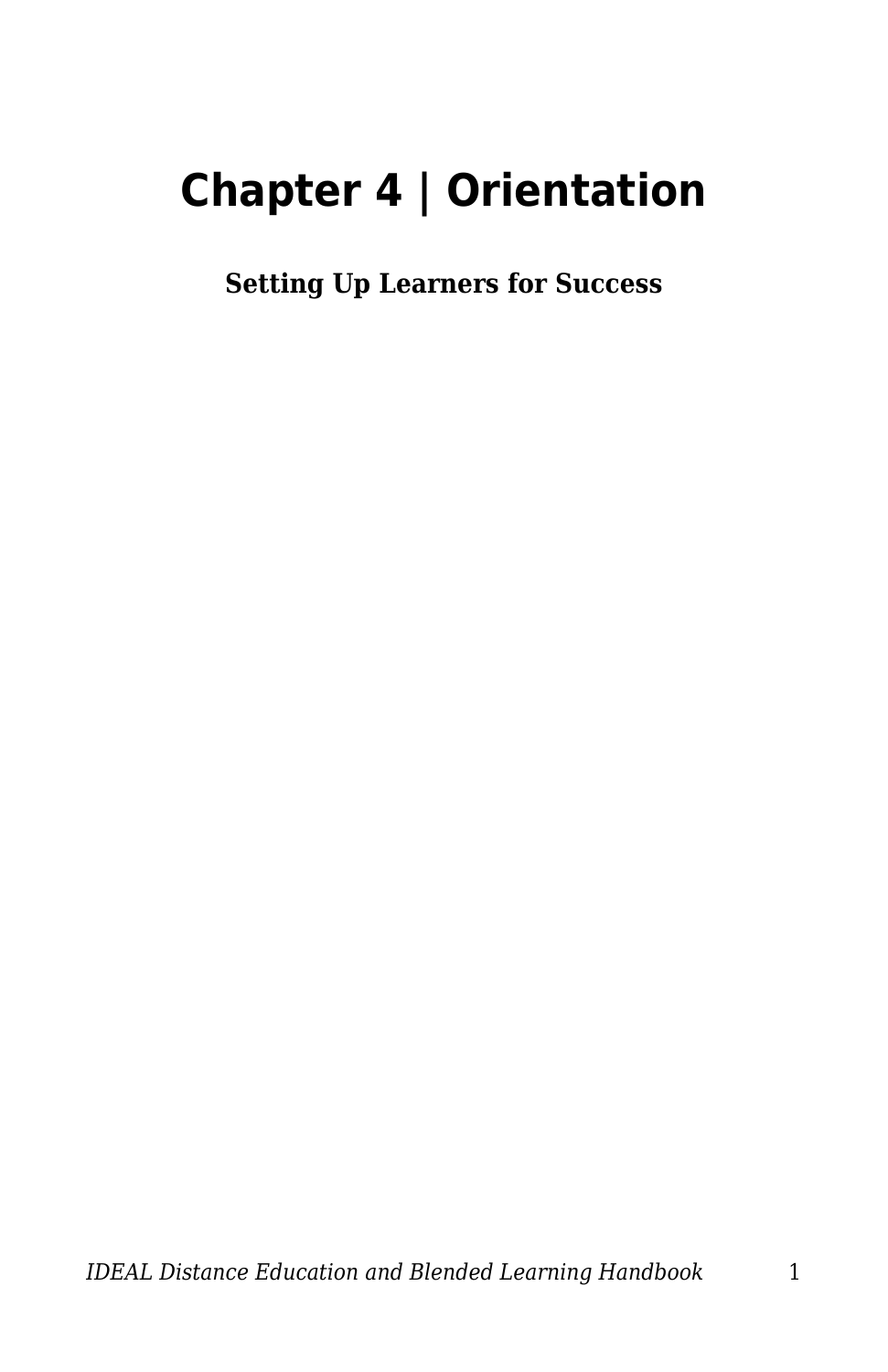# Chapter 4 | Orientation

**Setting Up Learners for Success**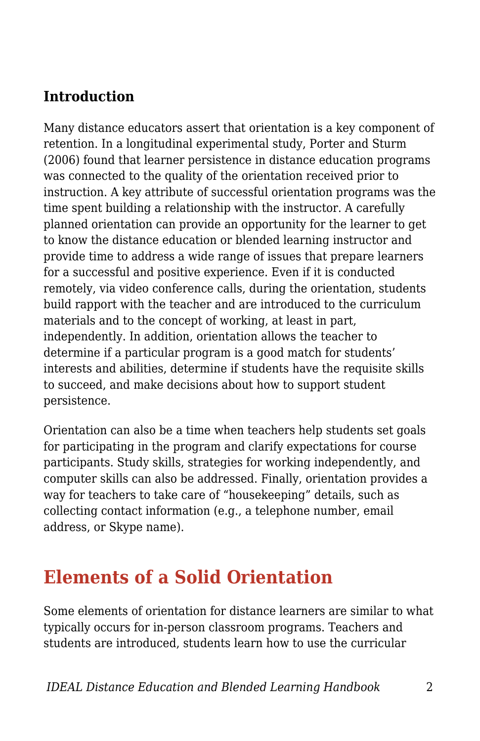### Introduction

Many distance educators assert that orientation is a key component of retention. In a longitudinal experimental study, Porter and Sturm (2006) found that learner persistence in distance education programs was connected to the quality of the orientation received prior to instruction. A key attribute of successful orientation programs was the time spent building a relationship with the instructor. A carefully planned orientation can provide an opportunity for the learner to get to know the distance education or blended learning instructor and provide time to address a wide range of issues that prepare learners for a successful and positive experience. Even if it is conducted remotely, via video conference calls, during the orientation, students build rapport with the teacher and are introduced to the curriculum materials and to the concept of working, at least in part, independently. In addition, orientation allows the teacher to determine if a particular program is a good match for students' interests and abilities, determine if students have the requisite skills to succeed, and make decisions about how to support student persistence.

Orientation can also be a time when teachers help students set goals for participating in the program and clarify expectations for course participants. Study skills, strategies for working independently, and computer skills can also be addressed. Finally, orientation provides a way for teachers to take care of "housekeeping" details, such as collecting contact information (e.g., a telephone number, email address, or Skype name).

## Elements of a Solid Orientation

Some elements of orientation for distance learners are similar to what typically occurs for in-person classroom programs. Teachers and students are introduced, students learn how to use the curricular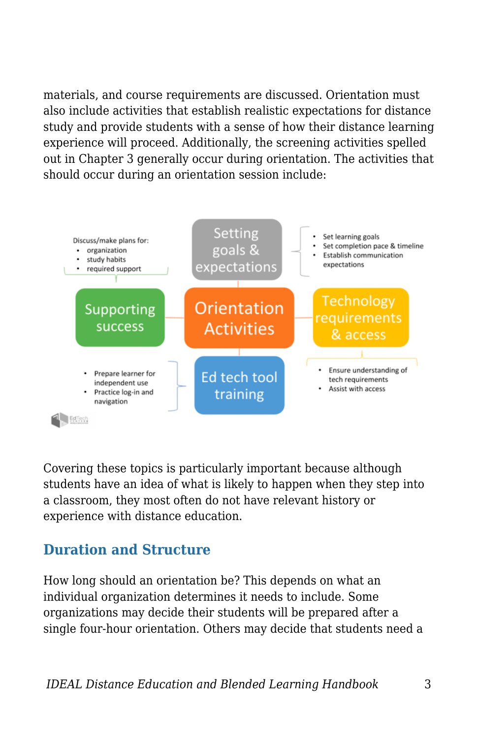materials, and course requirements are discussed. Orientation must also include activities that establish realistic expectations for distance study and provide students with a sense of how their distance learning experience will proceed. Additionally, the screening activities spelled out in Chapter 3 generally occur during orientation. The activities that should occur during an orientation session include:

**Orientation Activities**

- **Setting goals & expectations**
  - Set learning goals
  - Set completion pace & timeline
  - Establish communication expectations
- **Technology requirements & access**
  - Ensure understanding of tech requirements
  - Assist with access
- **Ed tech tool training**
  - Prepare learner for independent use
  - Practice log-in and navigation
- **Supporting success**
  - Discuss/make plans for:
    - organization
    - study habits
    - required support

Covering these topics is particularly important because although students have an idea of what is likely to happen when they step into a classroom, they most often do not have relevant history or experience with distance education.

## Duration and Structure

How long should an orientation be? This depends on what an individual organization determines it needs to include. Some organizations may decide their students will be prepared after a single four-hour orientation. Others may decide that students need a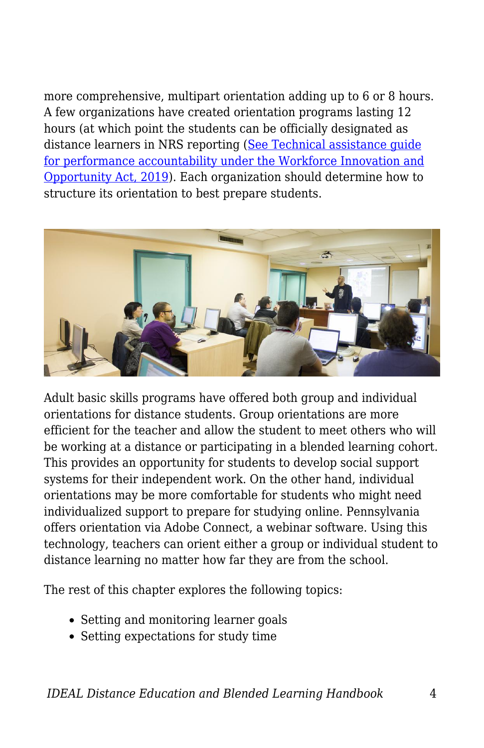more comprehensive, multipart orientation adding up to 6 or 8 hours. A few organizations have created orientation programs lasting 12 hours (at which point the students can be officially designated as distance learners in NRS reporting (See Technical assistance guide for performance accountability under the Workforce Innovation and Opportunity Act, 2019). Each organization should determine how to structure its orientation to best prepare students.

Adult basic skills programs have offered both group and individual orientations for distance students. Group orientations are more efficient for the teacher and allow the student to meet others who will be working at a distance or participating in a blended learning cohort. This provides an opportunity for students to develop social support systems for their independent work. On the other hand, individual orientations may be more comfortable for students who might need individualized support to prepare for studying online. Pennsylvania offers orientation via Adobe Connect, a webinar software. Using this technology, teachers can orient either a group or individual student to distance learning no matter how far they are from the school.

The rest of this chapter explores the following topics:

- Setting and monitoring learner goals
- Setting expectations for study time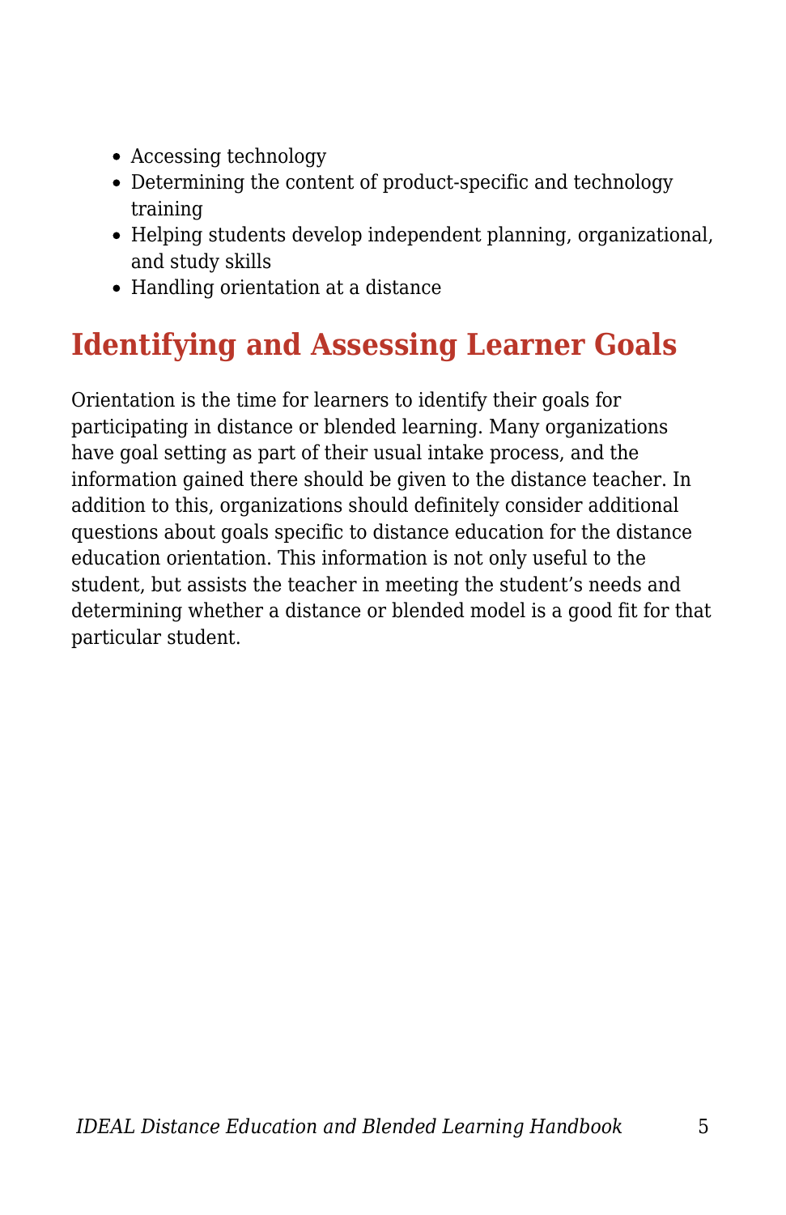- Accessing technology
- Determining the content of product-specific and technology training
- Helping students develop independent planning, organizational, and study skills
- Handling orientation at a distance

## Identifying and Assessing Learner Goals

Orientation is the time for learners to identify their goals for participating in distance or blended learning. Many organizations have goal setting as part of their usual intake process, and the information gained there should be given to the distance teacher. In addition to this, organizations should definitely consider additional questions about goals specific to distance education for the distance education orientation. This information is not only useful to the student, but assists the teacher in meeting the student's needs and determining whether a distance or blended model is a good fit for that particular student.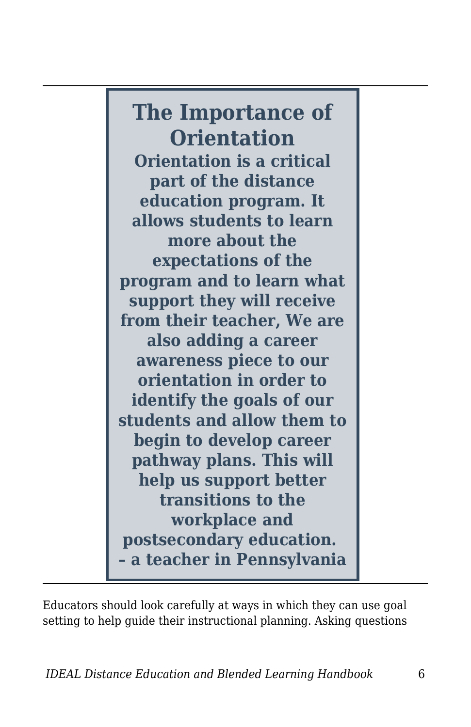### The Importance of Orientation

**Orientation is a critical part of the distance education program. It allows students to learn more about the expectations of the program and to learn what support they will receive from their teacher, We are also adding a career awareness piece to our orientation in order to identify the goals of our students and allow them to begin to develop career pathway plans. This will help us support better transitions to the workplace and postsecondary education.**
**– a teacher in Pennsylvania**

Educators should look carefully at ways in which they can use goal setting to help guide their instructional planning. Asking questions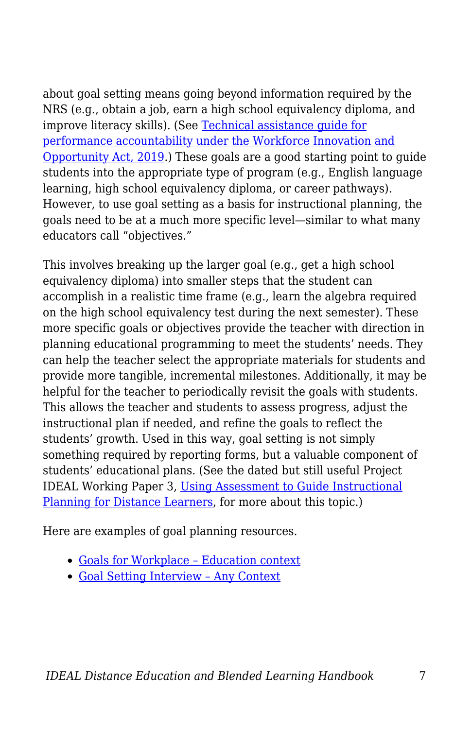about goal setting means going beyond information required by the NRS (e.g., obtain a job, earn a high school equivalency diploma, and improve literacy skills). (See Technical assistance guide for performance accountability under the Workforce Innovation and Opportunity Act, 2019.) These goals are a good starting point to guide students into the appropriate type of program (e.g., English language learning, high school equivalency diploma, or career pathways). However, to use goal setting as a basis for instructional planning, the goals need to be at a much more specific level—similar to what many educators call "objectives."

This involves breaking up the larger goal (e.g., get a high school equivalency diploma) into smaller steps that the student can accomplish in a realistic time frame (e.g., learn the algebra required on the high school equivalency test during the next semester). These more specific goals or objectives provide the teacher with direction in planning educational programming to meet the students' needs. They can help the teacher select the appropriate materials for students and provide more tangible, incremental milestones. Additionally, it may be helpful for the teacher to periodically revisit the goals with students. This allows the teacher and students to assess progress, adjust the instructional plan if needed, and refine the goals to reflect the students' growth. Used in this way, goal setting is not simply something required by reporting forms, but a valuable component of students' educational plans. (See the dated but still useful Project IDEAL Working Paper 3, Using Assessment to Guide Instructional Planning for Distance Learners, for more about this topic.)

Here are examples of goal planning resources.

- Goals for Workplace – Education context
- Goal Setting Interview – Any Context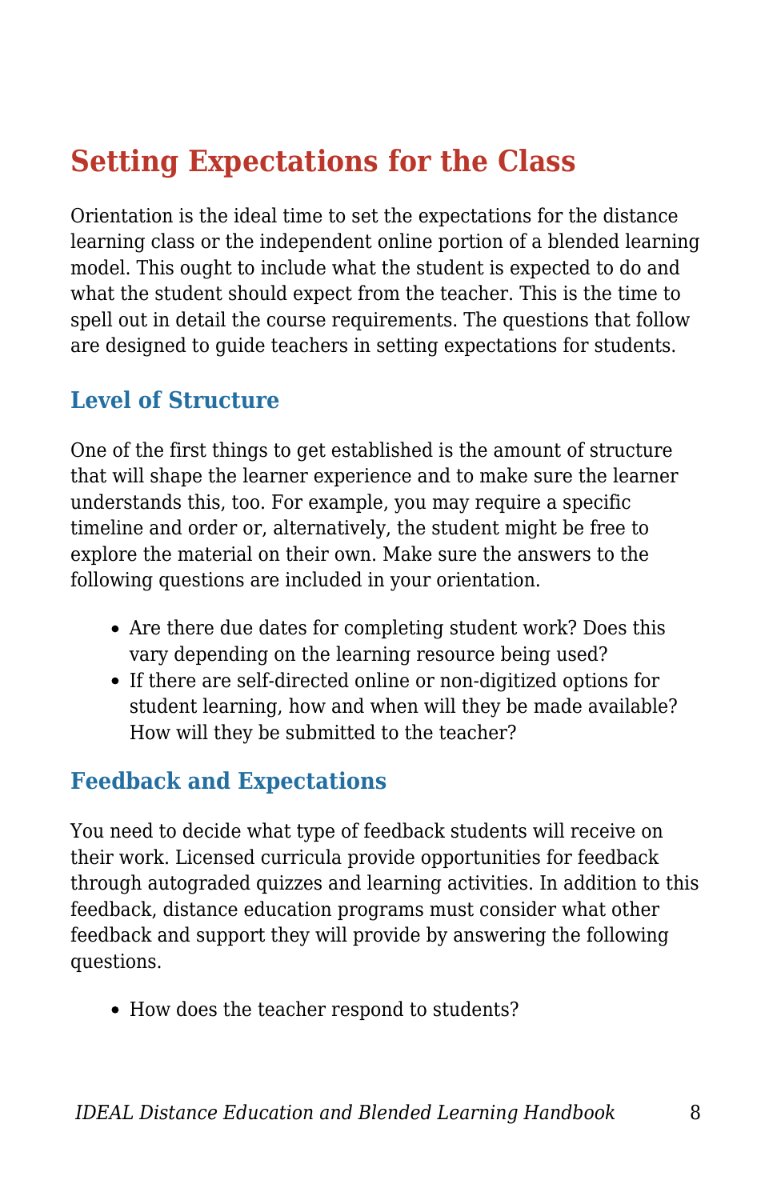## Setting Expectations for the Class

Orientation is the ideal time to set the expectations for the distance learning class or the independent online portion of a blended learning model. This ought to include what the student is expected to do and what the student should expect from the teacher. This is the time to spell out in detail the course requirements. The questions that follow are designed to guide teachers in setting expectations for students.

### Level of Structure

One of the first things to get established is the amount of structure that will shape the learner experience and to make sure the learner understands this, too. For example, you may require a specific timeline and order or, alternatively, the student might be free to explore the material on their own. Make sure the answers to the following questions are included in your orientation.

- Are there due dates for completing student work? Does this vary depending on the learning resource being used?
- If there are self-directed online or non-digitized options for student learning, how and when will they be made available? How will they be submitted to the teacher?

### Feedback and Expectations

You need to decide what type of feedback students will receive on their work. Licensed curricula provide opportunities for feedback through autograded quizzes and learning activities. In addition to this feedback, distance education programs must consider what other feedback and support they will provide by answering the following questions.

- How does the teacher respond to students?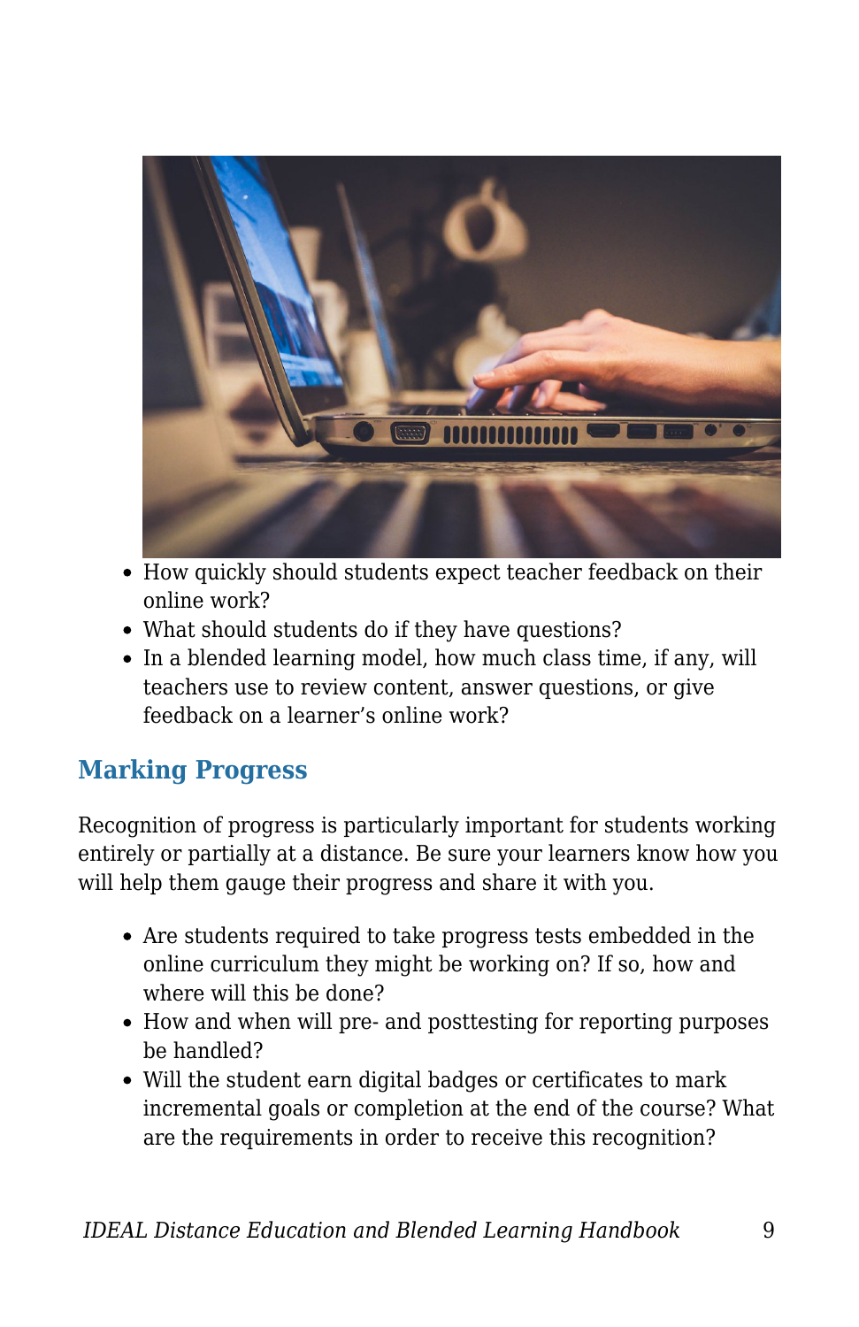- How quickly should students expect teacher feedback on their online work?
- What should students do if they have questions?
- In a blended learning model, how much class time, if any, will teachers use to review content, answer questions, or give feedback on a learner's online work?

## Marking Progress

Recognition of progress is particularly important for students working entirely or partially at a distance. Be sure your learners know how you will help them gauge their progress and share it with you.

- Are students required to take progress tests embedded in the online curriculum they might be working on? If so, how and where will this be done?
- How and when will pre- and posttesting for reporting purposes be handled?
- Will the student earn digital badges or certificates to mark incremental goals or completion at the end of the course? What are the requirements in order to receive this recognition?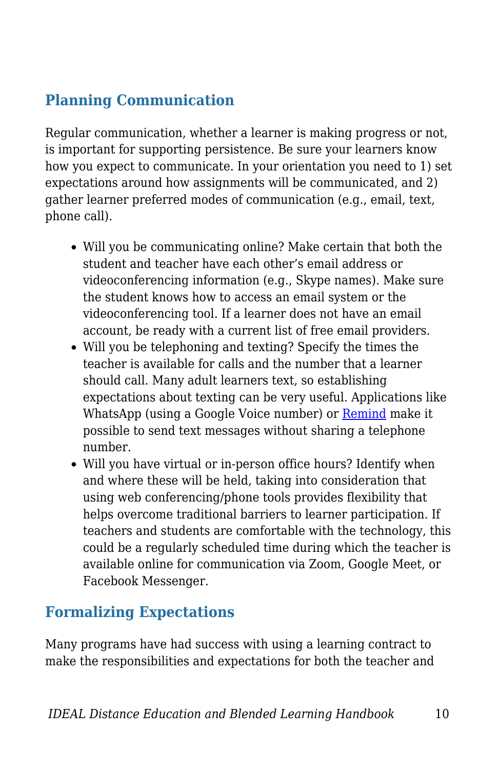## Planning Communication

Regular communication, whether a learner is making progress or not, is important for supporting persistence. Be sure your learners know how you expect to communicate. In your orientation you need to 1) set expectations around how assignments will be communicated, and 2) gather learner preferred modes of communication (e.g., email, text, phone call).

- Will you be communicating online? Make certain that both the student and teacher have each other's email address or videoconferencing information (e.g., Skype names). Make sure the student knows how to access an email system or the videoconferencing tool. If a learner does not have an email account, be ready with a current list of free email providers.
- Will you be telephoning and texting? Specify the times the teacher is available for calls and the number that a learner should call. Many adult learners text, so establishing expectations about texting can be very useful. Applications like WhatsApp (using a Google Voice number) or Remind make it possible to send text messages without sharing a telephone number.
- Will you have virtual or in-person office hours? Identify when and where these will be held, taking into consideration that using web conferencing/phone tools provides flexibility that helps overcome traditional barriers to learner participation. If teachers and students are comfortable with the technology, this could be a regularly scheduled time during which the teacher is available online for communication via Zoom, Google Meet, or Facebook Messenger.

## Formalizing Expectations

Many programs have had success with using a learning contract to make the responsibilities and expectations for both the teacher and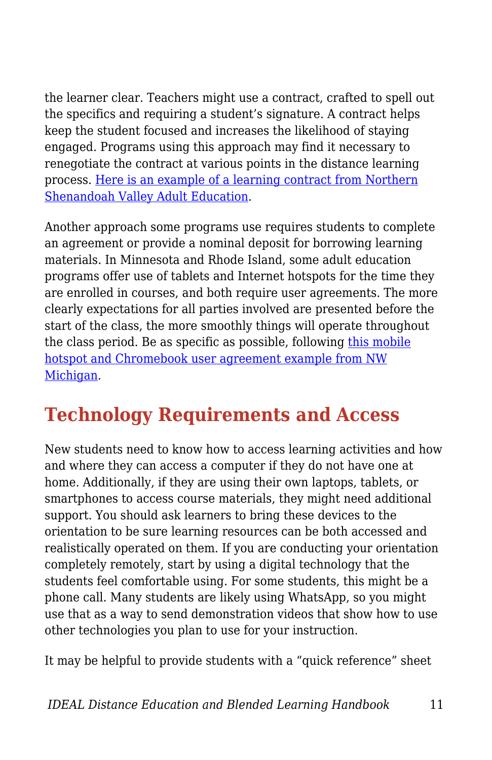the learner clear. Teachers might use a contract, crafted to spell out the specifics and requiring a student's signature. A contract helps keep the student focused and increases the likelihood of staying engaged. Programs using this approach may find it necessary to renegotiate the contract at various points in the distance learning process. Here is an example of a learning contract from Northern Shenandoah Valley Adult Education.

Another approach some programs use requires students to complete an agreement or provide a nominal deposit for borrowing learning materials. In Minnesota and Rhode Island, some adult education programs offer use of tablets and Internet hotspots for the time they are enrolled in courses, and both require user agreements. The more clearly expectations for all parties involved are presented before the start of the class, the more smoothly things will operate throughout the class period. Be as specific as possible, following this mobile hotspot and Chromebook user agreement example from NW Michigan.

## Technology Requirements and Access

New students need to know how to access learning activities and how and where they can access a computer if they do not have one at home. Additionally, if they are using their own laptops, tablets, or smartphones to access course materials, they might need additional support. You should ask learners to bring these devices to the orientation to be sure learning resources can be both accessed and realistically operated on them. If you are conducting your orientation completely remotely, start by using a digital technology that the students feel comfortable using. For some students, this might be a phone call. Many students are likely using WhatsApp, so you might use that as a way to send demonstration videos that show how to use other technologies you plan to use for your instruction.

It may be helpful to provide students with a "quick reference" sheet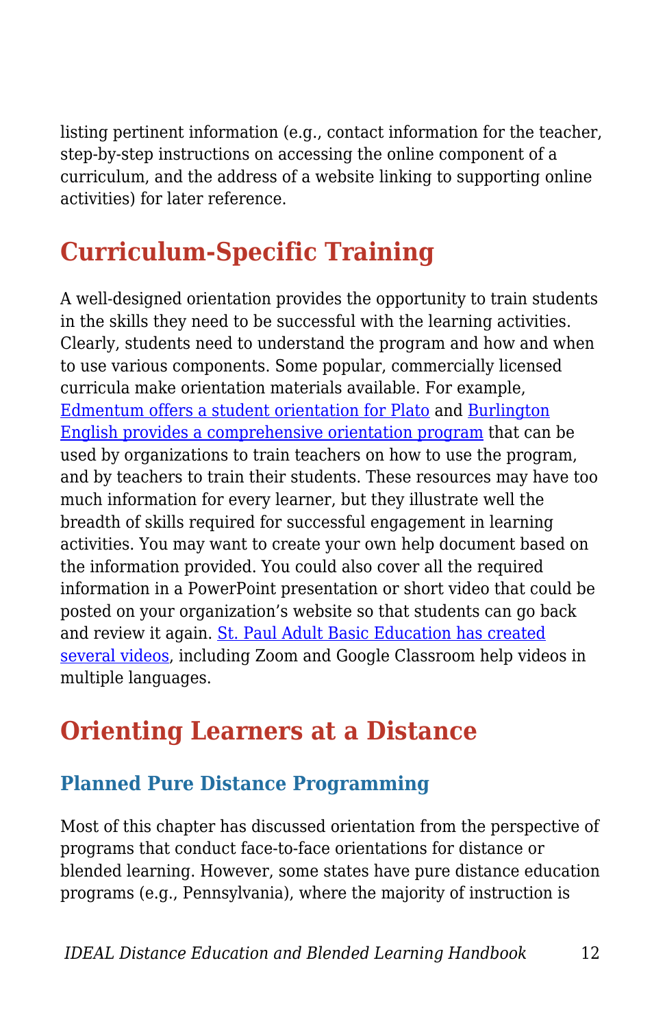listing pertinent information (e.g., contact information for the teacher, step-by-step instructions on accessing the online component of a curriculum, and the address of a website linking to supporting online activities) for later reference.

## Curriculum-Specific Training

A well-designed orientation provides the opportunity to train students in the skills they need to be successful with the learning activities. Clearly, students need to understand the program and how and when to use various components. Some popular, commercially licensed curricula make orientation materials available. For example, Edmentum offers a student orientation for Plato and Burlington English provides a comprehensive orientation program that can be used by organizations to train teachers on how to use the program, and by teachers to train their students. These resources may have too much information for every learner, but they illustrate well the breadth of skills required for successful engagement in learning activities. You may want to create your own help document based on the information provided. You could also cover all the required information in a PowerPoint presentation or short video that could be posted on your organization's website so that students can go back and review it again. St. Paul Adult Basic Education has created several videos, including Zoom and Google Classroom help videos in multiple languages.

## Orienting Learners at a Distance

### Planned Pure Distance Programming

Most of this chapter has discussed orientation from the perspective of programs that conduct face-to-face orientations for distance or blended learning. However, some states have pure distance education programs (e.g., Pennsylvania), where the majority of instruction is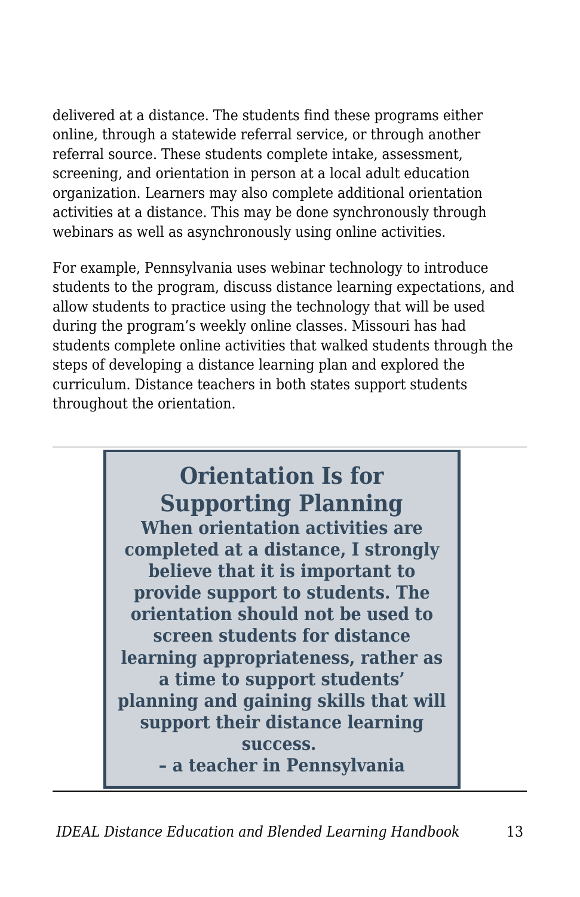delivered at a distance. The students find these programs either online, through a statewide referral service, or through another referral source. These students complete intake, assessment, screening, and orientation in person at a local adult education organization. Learners may also complete additional orientation activities at a distance. This may be done synchronously through webinars as well as asynchronously using online activities.

For example, Pennsylvania uses webinar technology to introduce students to the program, discuss distance learning expectations, and allow students to practice using the technology that will be used during the program's weekly online classes. Missouri has had students complete online activities that walked students through the steps of developing a distance learning plan and explored the curriculum. Distance teachers in both states support students throughout the orientation.

---

### Orientation Is for Supporting Planning

**When orientation activities are completed at a distance, I strongly believe that it is important to provide support to students. The orientation should not be used to screen students for distance learning appropriateness, rather as a time to support students' planning and gaining skills that will support their distance learning success.**

**– a teacher in Pennsylvania**

---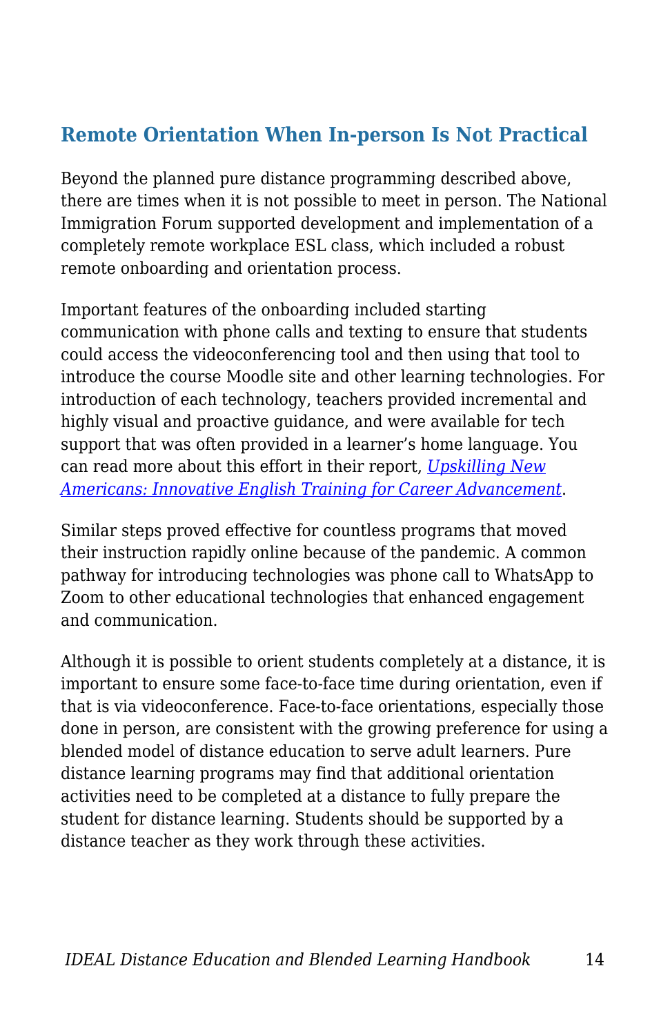### Remote Orientation When In-person Is Not Practical

Beyond the planned pure distance programming described above, there are times when it is not possible to meet in person. The National Immigration Forum supported development and implementation of a completely remote workplace ESL class, which included a robust remote onboarding and orientation process.

Important features of the onboarding included starting communication with phone calls and texting to ensure that students could access the videoconferencing tool and then using that tool to introduce the course Moodle site and other learning technologies. For introduction of each technology, teachers provided incremental and highly visual and proactive guidance, and were available for tech support that was often provided in a learner's home language. You can read more about this effort in their report, *Upskilling New Americans: Innovative English Training for Career Advancement*.

Similar steps proved effective for countless programs that moved their instruction rapidly online because of the pandemic. A common pathway for introducing technologies was phone call to WhatsApp to Zoom to other educational technologies that enhanced engagement and communication.

Although it is possible to orient students completely at a distance, it is important to ensure some face-to-face time during orientation, even if that is via videoconference. Face-to-face orientations, especially those done in person, are consistent with the growing preference for using a blended model of distance education to serve adult learners. Pure distance learning programs may find that additional orientation activities need to be completed at a distance to fully prepare the student for distance learning. Students should be supported by a distance teacher as they work through these activities.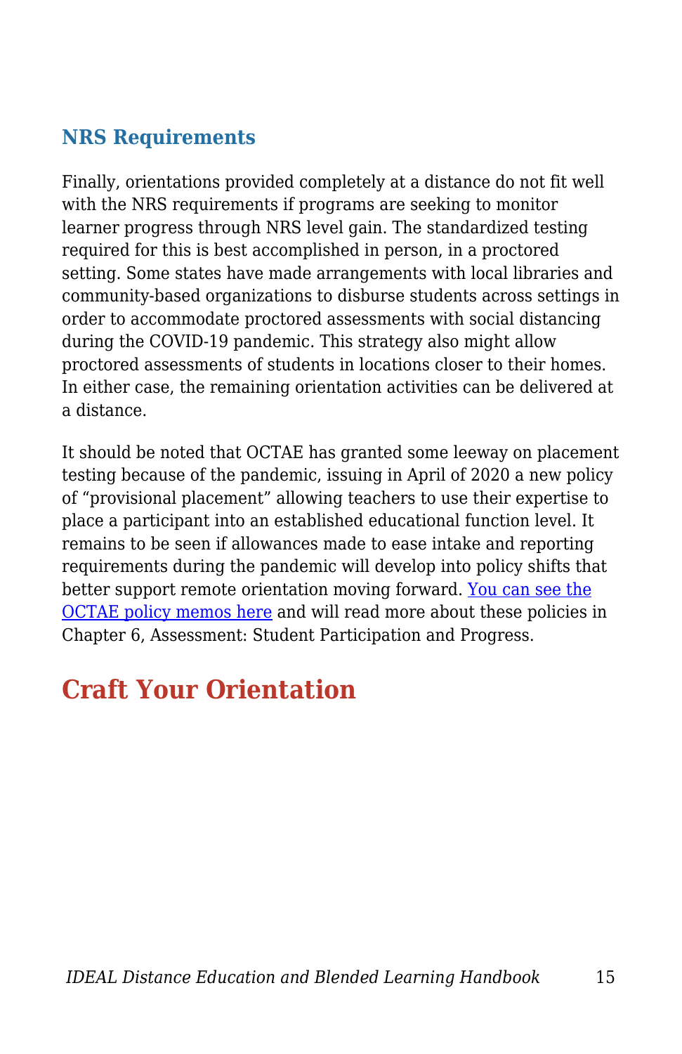### NRS Requirements

Finally, orientations provided completely at a distance do not fit well with the NRS requirements if programs are seeking to monitor learner progress through NRS level gain. The standardized testing required for this is best accomplished in person, in a proctored setting. Some states have made arrangements with local libraries and community-based organizations to disburse students across settings in order to accommodate proctored assessments with social distancing during the COVID-19 pandemic. This strategy also might allow proctored assessments of students in locations closer to their homes. In either case, the remaining orientation activities can be delivered at a distance.

It should be noted that OCTAE has granted some leeway on placement testing because of the pandemic, issuing in April of 2020 a new policy of “provisional placement” allowing teachers to use their expertise to place a participant into an established educational function level. It remains to be seen if allowances made to ease intake and reporting requirements during the pandemic will develop into policy shifts that better support remote orientation moving forward. You can see the OCTAE policy memos here and will read more about these policies in Chapter 6, Assessment: Student Participation and Progress.

## Craft Your Orientation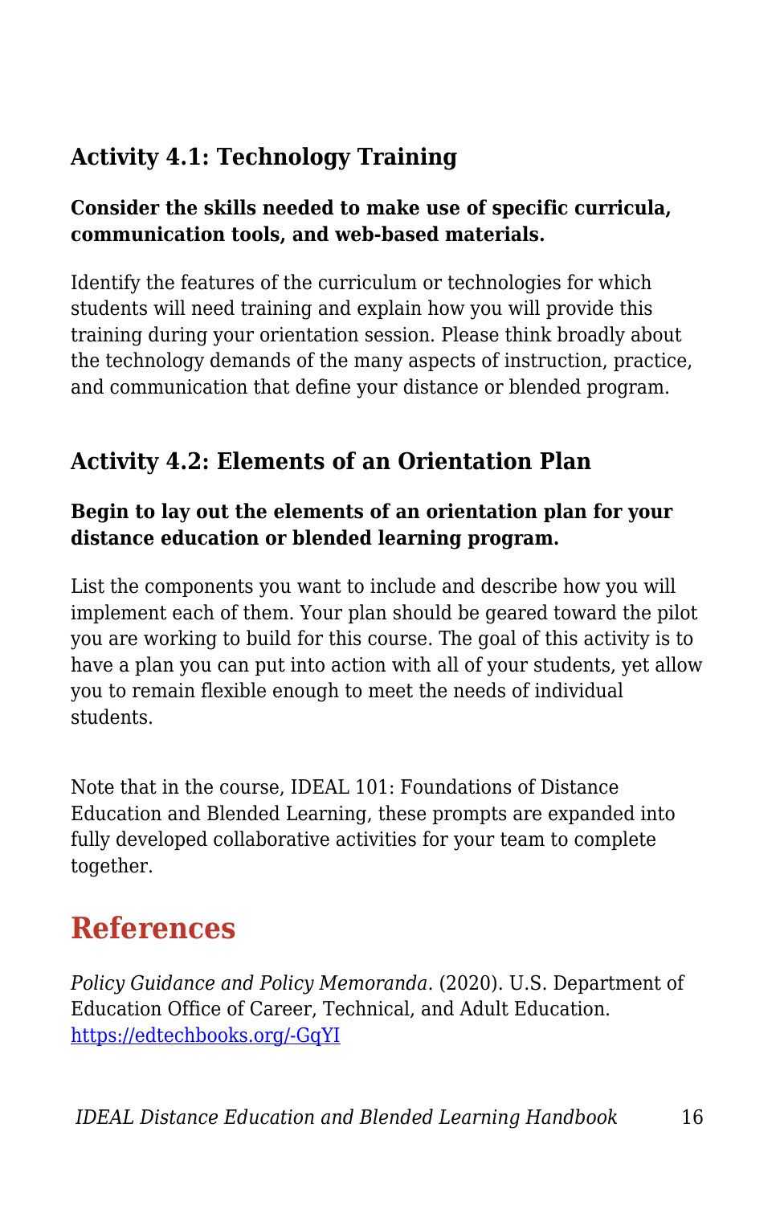### Activity 4.1: Technology Training

**Consider the skills needed to make use of specific curricula, communication tools, and web-based materials.**

Identify the features of the curriculum or technologies for which students will need training and explain how you will provide this training during your orientation session. Please think broadly about the technology demands of the many aspects of instruction, practice, and communication that define your distance or blended program.

### Activity 4.2: Elements of an Orientation Plan

**Begin to lay out the elements of an orientation plan for your distance education or blended learning program.**

List the components you want to include and describe how you will implement each of them. Your plan should be geared toward the pilot you are working to build for this course. The goal of this activity is to have a plan you can put into action with all of your students, yet allow you to remain flexible enough to meet the needs of individual students.

Note that in the course, IDEAL 101: Foundations of Distance Education and Blended Learning, these prompts are expanded into fully developed collaborative activities for your team to complete together.

## References

*Policy Guidance and Policy Memoranda*. (2020). U.S. Department of Education Office of Career, Technical, and Adult Education. [https://edtechbooks.org/-GqYI](https://edtechbooks.org/-GqYI)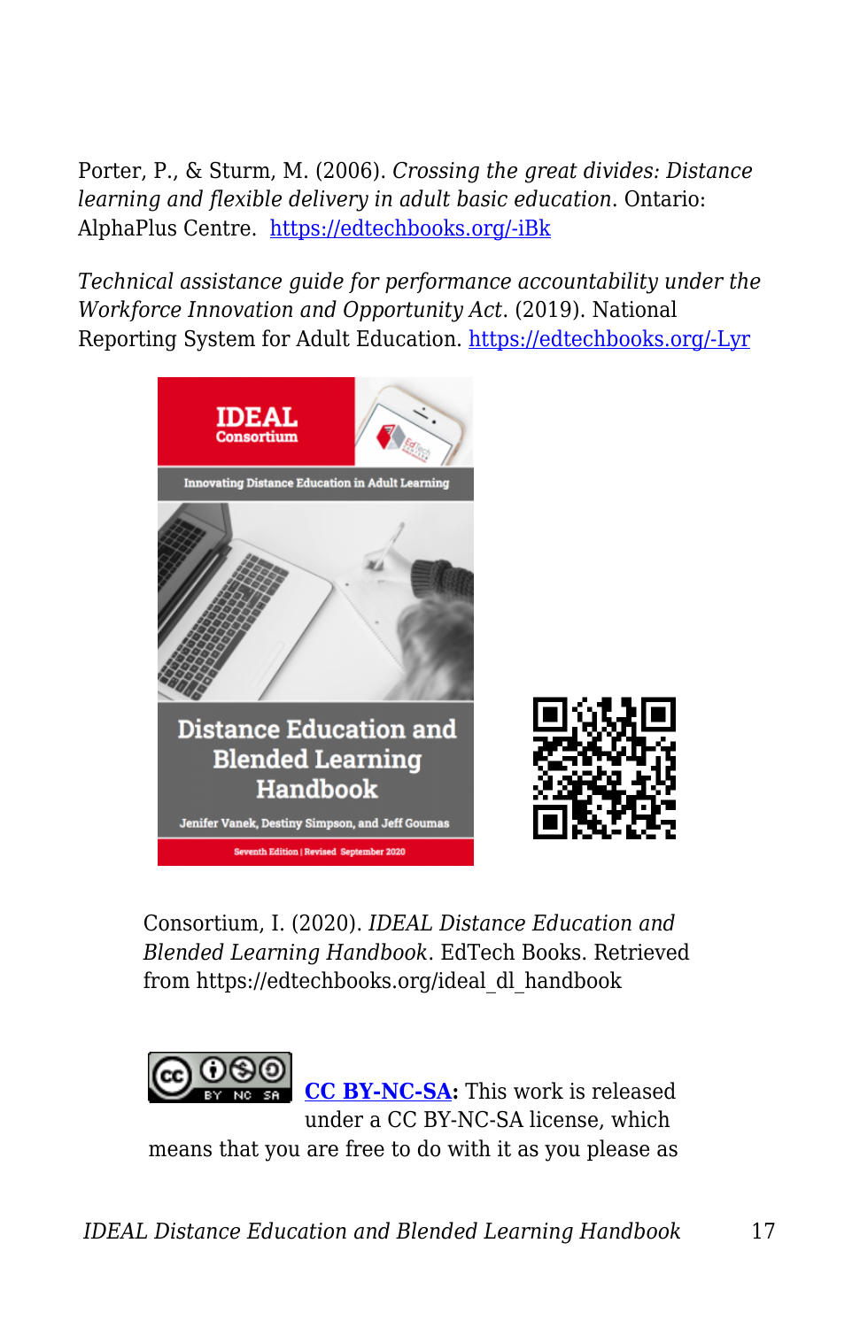Porter, P., & Sturm, M. (2006). *Crossing the great divides: Distance learning and flexible delivery in adult basic education*. Ontario: AlphaPlus Centre. [https://edtechbooks.org/-iBk](https://edtechbooks.org/-iBk)

*Technical assistance guide for performance accountability under the Workforce Innovation and Opportunity Act*. (2019). National Reporting System for Adult Education. [https://edtechbooks.org/-Lyr](https://edtechbooks.org/-Lyr)

Consortium, I. (2020). *IDEAL Distance Education and Blended Learning Handbook*. EdTech Books. Retrieved from https://edtechbooks.org/ideal_dl_handbook

**[CC BY-NC-SA](https://creativecommons.org/licenses/by-nc-sa/4.0):** This work is released under a CC BY-NC-SA license, which means that you are free to do with it as you please as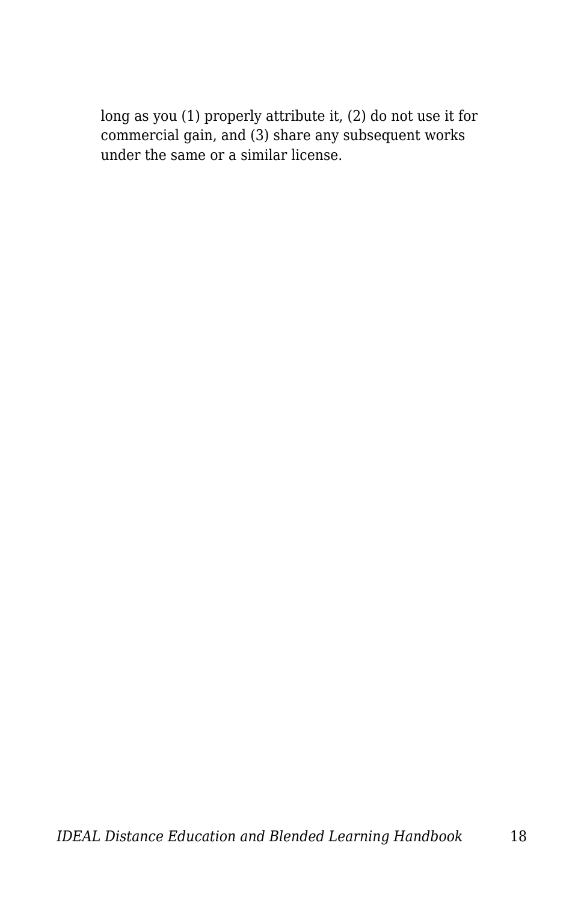long as you (1) properly attribute it, (2) do not use it for commercial gain, and (3) share any subsequent works under the same or a similar license.